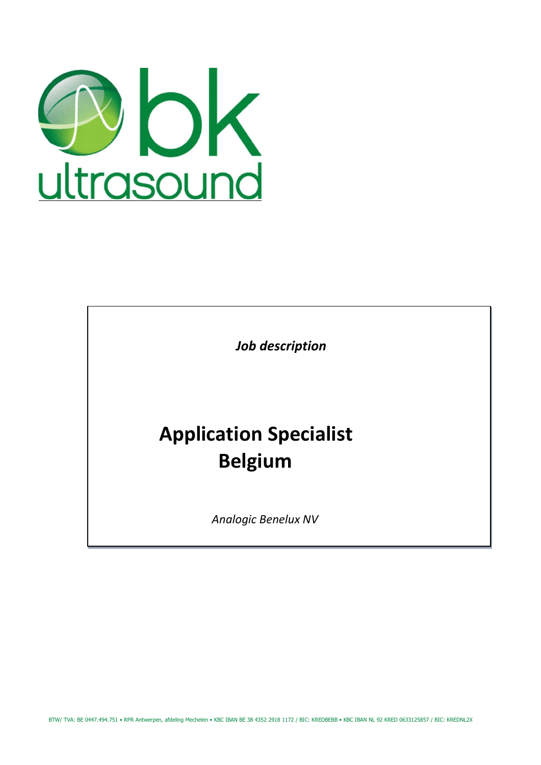*Job description*

# Application Specialist Belgium

*Analogic Benelux NV*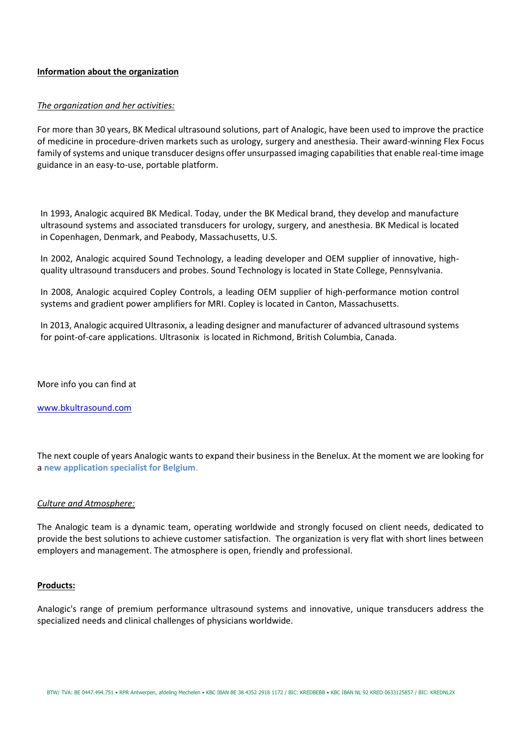**Information about the organization**

*The organization and her activities:*

For more than 30 years, BK Medical ultrasound solutions, part of Analogic, have been used to improve the practice of medicine in procedure-driven markets such as urology, surgery and anesthesia. Their award-winning Flex Focus family of systems and unique transducer designs offer unsurpassed imaging capabilities that enable real-time image guidance in an easy-to-use, portable platform.

In 1993, Analogic acquired BK Medical. Today, under the BK Medical brand, they develop and manufacture ultrasound systems and associated transducers for urology, surgery, and anesthesia. BK Medical is located in Copenhagen, Denmark, and Peabody, Massachusetts, U.S.

In 2002, Analogic acquired Sound Technology, a leading developer and OEM supplier of innovative, high-quality ultrasound transducers and probes. Sound Technology is located in State College, Pennsylvania.

In 2008, Analogic acquired Copley Controls, a leading OEM supplier of high-performance motion control systems and gradient power amplifiers for MRI. Copley is located in Canton, Massachusetts.

In 2013, Analogic acquired Ultrasonix, a leading designer and manufacturer of advanced ultrasound systems for point-of-care applications. Ultrasonix is located in Richmond, British Columbia, Canada.

More info you can find at

[www.bkultrasound.com](http://www.bkultrasound.com)

The next couple of years Analogic wants to expand their business in the Benelux. At the moment we are looking for a **new application specialist for Belgium**.

*Culture and Atmosphere:*

The Analogic team is a dynamic team, operating worldwide and strongly focused on client needs, dedicated to provide the best solutions to achieve customer satisfaction. The organization is very flat with short lines between employers and management. The atmosphere is open, friendly and professional.

**Products:**

Analogic's range of premium performance ultrasound systems and innovative, unique transducers address the specialized needs and clinical challenges of physicians worldwide.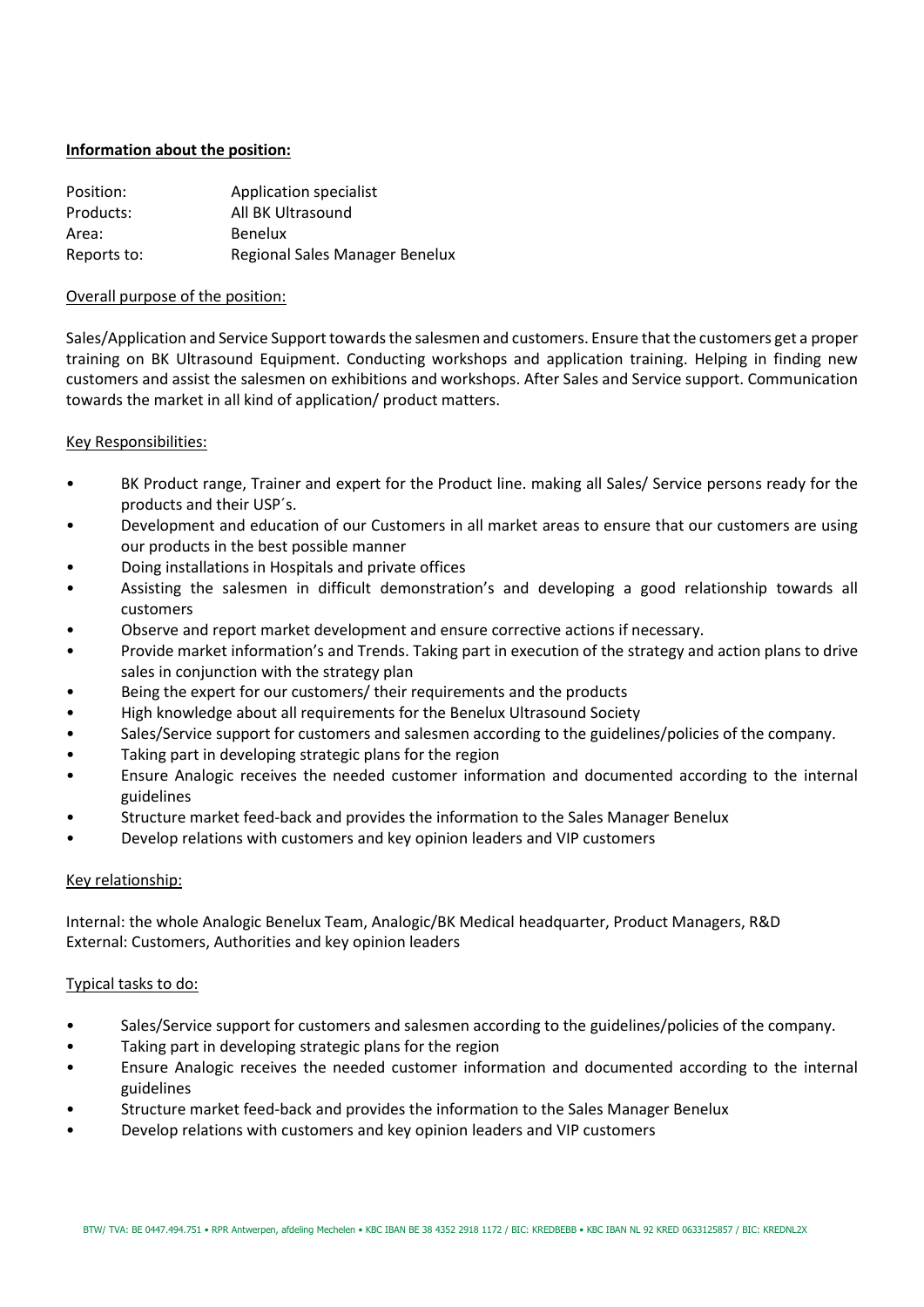**<u>Information about the position:</u>**

| | |
|---|---|
| Position: | Application specialist |
| Products: | All BK Ultrasound |
| Area: | Benelux |
| Reports to: | Regional Sales Manager Benelux |

<u>Overall purpose of the position:</u>

Sales/Application and Service Support towards the salesmen and customers. Ensure that the customers get a proper training on BK Ultrasound Equipment. Conducting workshops and application training. Helping in finding new customers and assist the salesmen on exhibitions and workshops. After Sales and Service support. Communication towards the market in all kind of application/ product matters.

<u>Key Responsibilities:</u>

- BK Product range, Trainer and expert for the Product line. making all Sales/ Service persons ready for the products and their USP´s.
- Development and education of our Customers in all market areas to ensure that our customers are using our products in the best possible manner
- Doing installations in Hospitals and private offices
- Assisting the salesmen in difficult demonstration's and developing a good relationship towards all customers
- Observe and report market development and ensure corrective actions if necessary.
- Provide market information's and Trends. Taking part in execution of the strategy and action plans to drive sales in conjunction with the strategy plan
- Being the expert for our customers/ their requirements and the products
- High knowledge about all requirements for the Benelux Ultrasound Society
- Sales/Service support for customers and salesmen according to the guidelines/policies of the company.
- Taking part in developing strategic plans for the region
- Ensure Analogic receives the needed customer information and documented according to the internal guidelines
- Structure market feed-back and provides the information to the Sales Manager Benelux
- Develop relations with customers and key opinion leaders and VIP customers

<u>Key relationship:</u>

Internal: the whole Analogic Benelux Team, Analogic/BK Medical headquarter, Product Managers, R&D
External: Customers, Authorities and key opinion leaders

<u>Typical tasks to do:</u>

- Sales/Service support for customers and salesmen according to the guidelines/policies of the company.
- Taking part in developing strategic plans for the region
- Ensure Analogic receives the needed customer information and documented according to the internal guidelines
- Structure market feed-back and provides the information to the Sales Manager Benelux
- Develop relations with customers and key opinion leaders and VIP customers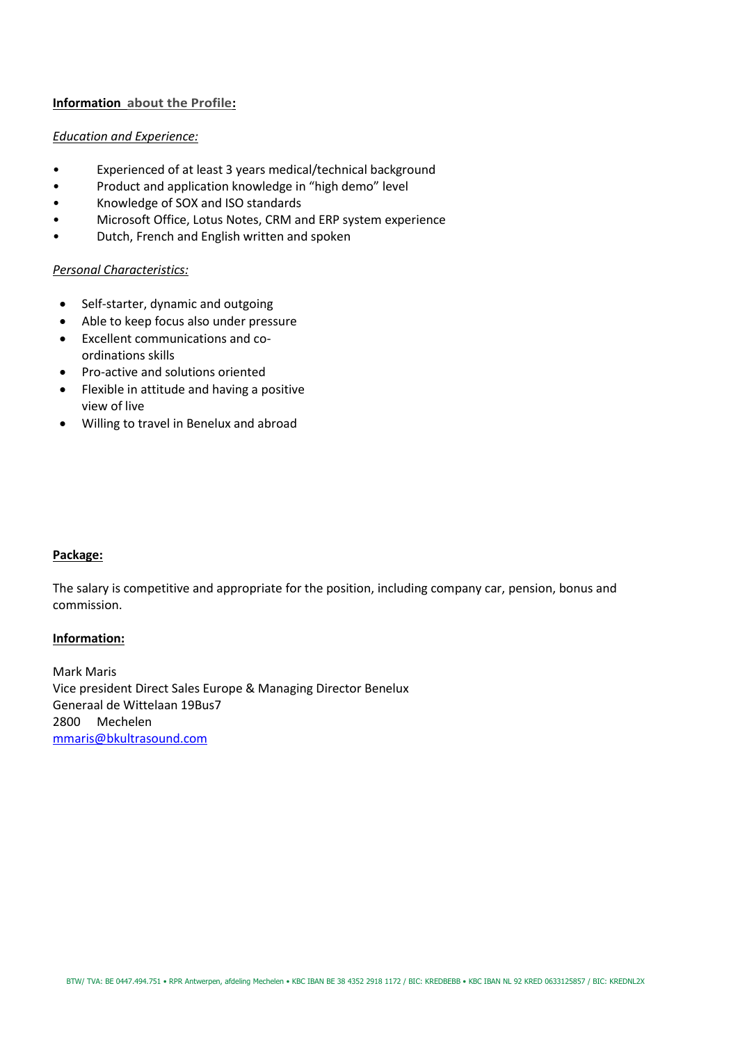**Information about the Profile:**

*Education and Experience:*

- Experienced of at least 3 years medical/technical background
- Product and application knowledge in “high demo” level
- Knowledge of SOX and ISO standards
- Microsoft Office, Lotus Notes, CRM and ERP system experience
- Dutch, French and English written and spoken

*Personal Characteristics:*

- Self-starter, dynamic and outgoing
- Able to keep focus also under pressure
- Excellent communications and co-ordinations skills
- Pro-active and solutions oriented
- Flexible in attitude and having a positive view of live
- Willing to travel in Benelux and abroad

**Package:**

The salary is competitive and appropriate for the position, including company car, pension, bonus and commission.

**Information:**

Mark Maris
Vice president Direct Sales Europe & Managing Director Benelux
Generaal de Wittelaan 19Bus7
2800 Mechelen
mmaris@bkultrasound.com

BTW/ TVA: BE 0447.494.751 • RPR Antwerpen, afdeling Mechelen • KBC IBAN BE 38 4352 2918 1172 / BIC: KREDBEBB • KBC IBAN NL 92 KRED 0633125857 / BIC: KREDNL2X